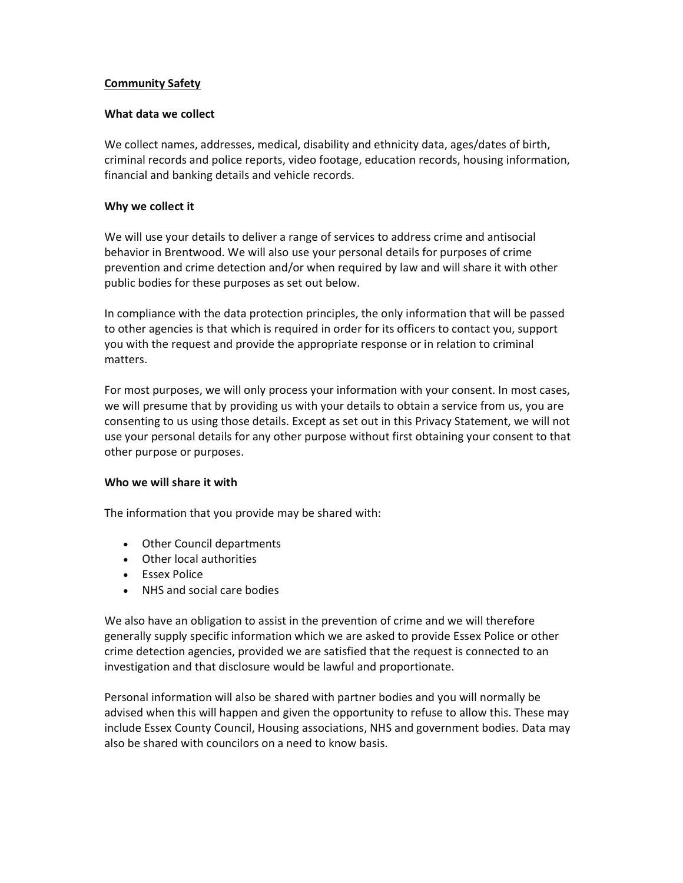## Community Safety

### What data we collect

We collect names, addresses, medical, disability and ethnicity data, ages/dates of birth, criminal records and police reports, video footage, education records, housing information, financial and banking details and vehicle records.

### Why we collect it

We will use your details to deliver a range of services to address crime and antisocial behavior in Brentwood. We will also use your personal details for purposes of crime prevention and crime detection and/or when required by law and will share it with other public bodies for these purposes as set out below.

In compliance with the data protection principles, the only information that will be passed to other agencies is that which is required in order for its officers to contact you, support you with the request and provide the appropriate response or in relation to criminal matters.

For most purposes, we will only process your information with your consent. In most cases, we will presume that by providing us with your details to obtain a service from us, you are consenting to us using those details. Except as set out in this Privacy Statement, we will not use your personal details for any other purpose without first obtaining your consent to that other purpose or purposes.

### Who we will share it with

The information that you provide may be shared with:

- Other Council departments
- Other local authorities
- Essex Police
- NHS and social care bodies

We also have an obligation to assist in the prevention of crime and we will therefore generally supply specific information which we are asked to provide Essex Police or other crime detection agencies, provided we are satisfied that the request is connected to an investigation and that disclosure would be lawful and proportionate.

Personal information will also be shared with partner bodies and you will normally be advised when this will happen and given the opportunity to refuse to allow this. These may include Essex County Council, Housing associations, NHS and government bodies. Data may also be shared with councilors on a need to know basis.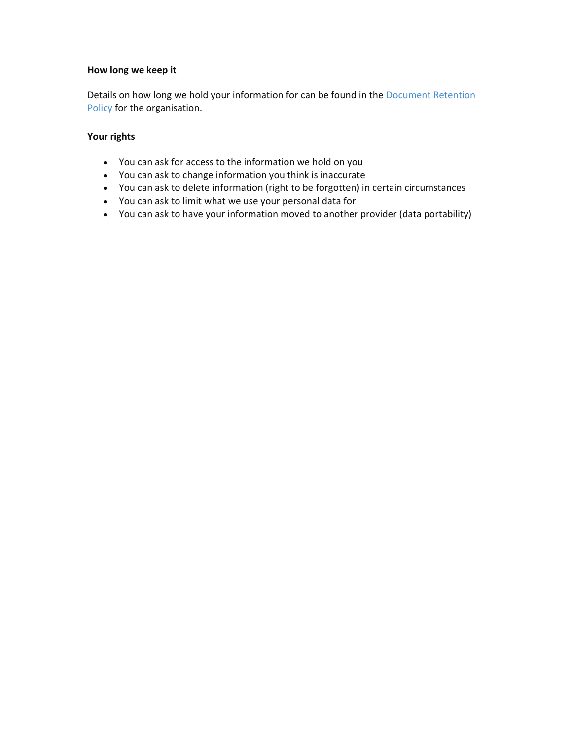**How long we keep it**

Details on how long we hold your information for can be found in the Document Retention Policy for the organisation.

**Your rights**

- You can ask for access to the information we hold on you
- You can ask to change information you think is inaccurate
- You can ask to delete information (right to be forgotten) in certain circumstances
- You can ask to limit what we use your personal data for
- You can ask to have your information moved to another provider (data portability)